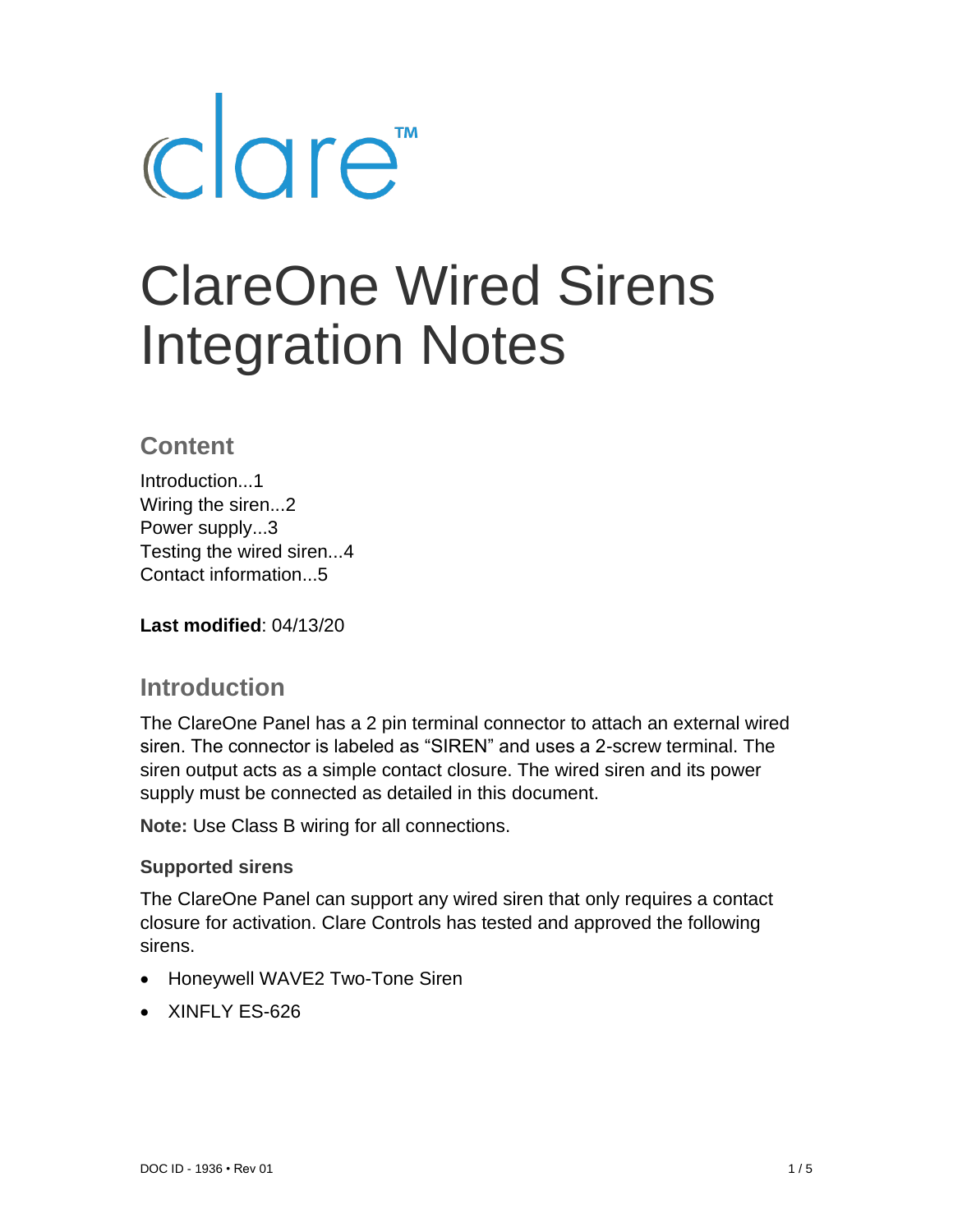clare™

# ClareOne Wired Sirens Integration Notes

## Content

Introduction...1
Wiring the siren...2
Power supply...3
Testing the wired siren...4
Contact information...5

**Last modified**: 04/13/20

## Introduction

The ClareOne Panel has a 2 pin terminal connector to attach an external wired siren. The connector is labeled as "SIREN" and uses a 2-screw terminal. The siren output acts as a simple contact closure. The wired siren and its power supply must be connected as detailed in this document.

**Note:** Use Class B wiring for all connections.

### Supported sirens

The ClareOne Panel can support any wired siren that only requires a contact closure for activation. Clare Controls has tested and approved the following sirens.

- Honeywell WAVE2 Two-Tone Siren
- XINFLY ES-626

DOC ID - 1936 • Rev 01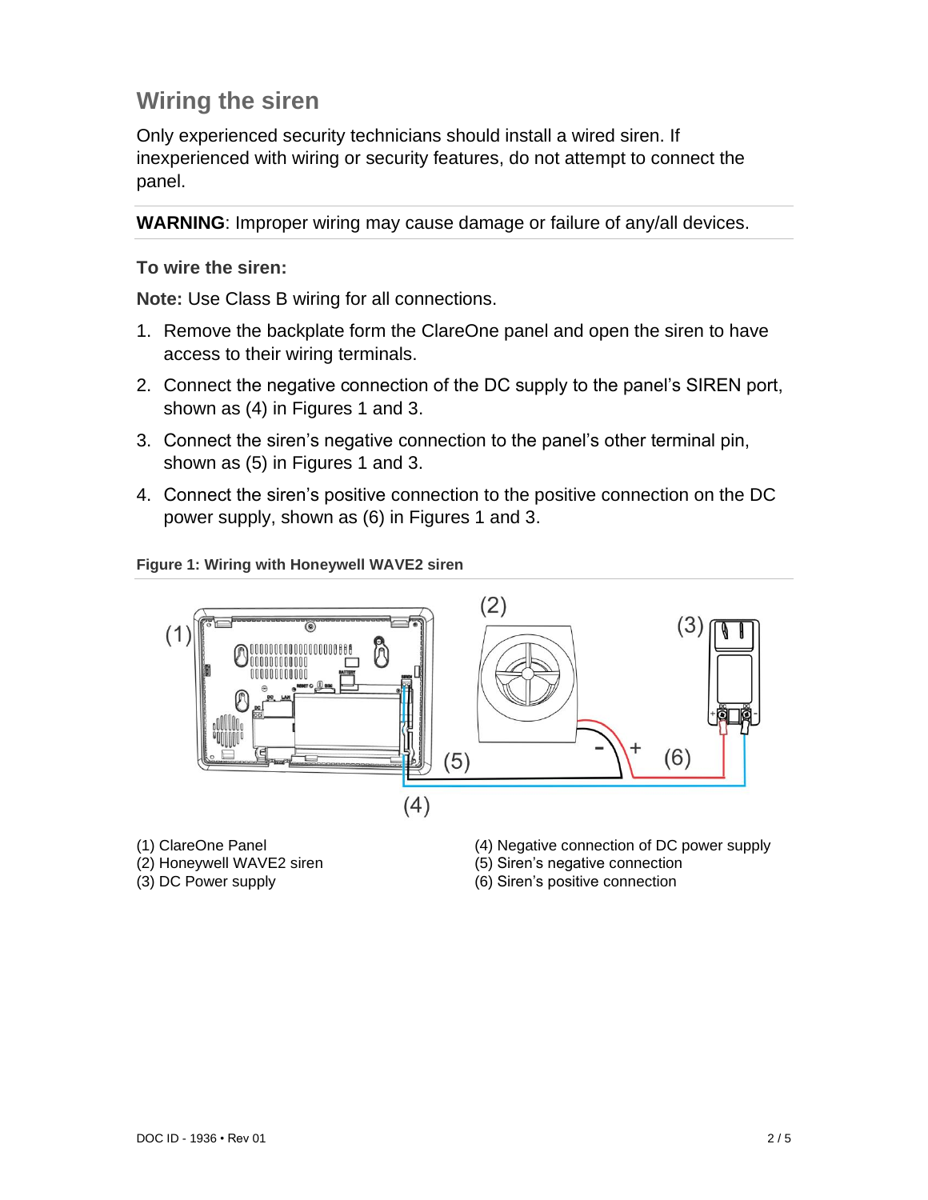## Wiring the siren

Only experienced security technicians should install a wired siren. If inexperienced with wiring or security features, do not attempt to connect the panel.

**WARNING**: Improper wiring may cause damage or failure of any/all devices.

### To wire the siren:

**Note:** Use Class B wiring for all connections.

1. Remove the backplate form the ClareOne panel and open the siren to have access to their wiring terminals.
2. Connect the negative connection of the DC supply to the panel's SIREN port, shown as (4) in Figures 1 and 3.
3. Connect the siren's negative connection to the panel's other terminal pin, shown as (5) in Figures 1 and 3.
4. Connect the siren's positive connection to the positive connection on the DC power supply, shown as (6) in Figures 1 and 3.

**Figure 1: Wiring with Honeywell WAVE2 siren**

(1) ClareOne Panel
(2) Honeywell WAVE2 siren
(3) DC Power supply
(4) Negative connection of DC power supply
(5) Siren's negative connection
(6) Siren's positive connection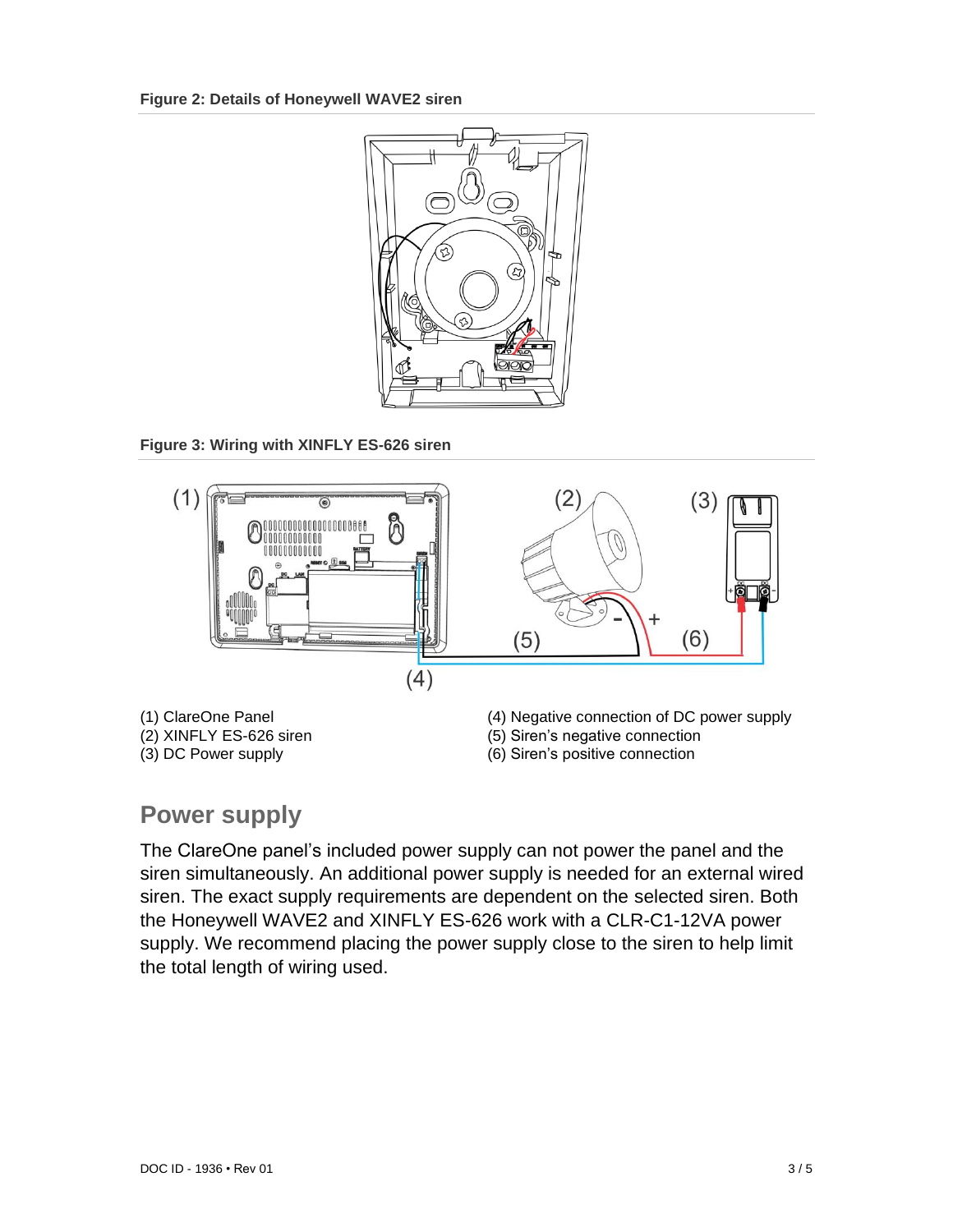**Figure 2: Details of Honeywell WAVE2 siren**

**Figure 3: Wiring with XINFLY ES-626 siren**

(1) ClareOne Panel
(2) XINFLY ES-626 siren
(3) DC Power supply
(4) Negative connection of DC power supply
(5) Siren's negative connection
(6) Siren's positive connection

## Power supply

The ClareOne panel's included power supply can not power the panel and the siren simultaneously. An additional power supply is needed for an external wired siren. The exact supply requirements are dependent on the selected siren. Both the Honeywell WAVE2 and XINFLY ES-626 work with a CLR-C1-12VA power supply. We recommend placing the power supply close to the siren to help limit the total length of wiring used.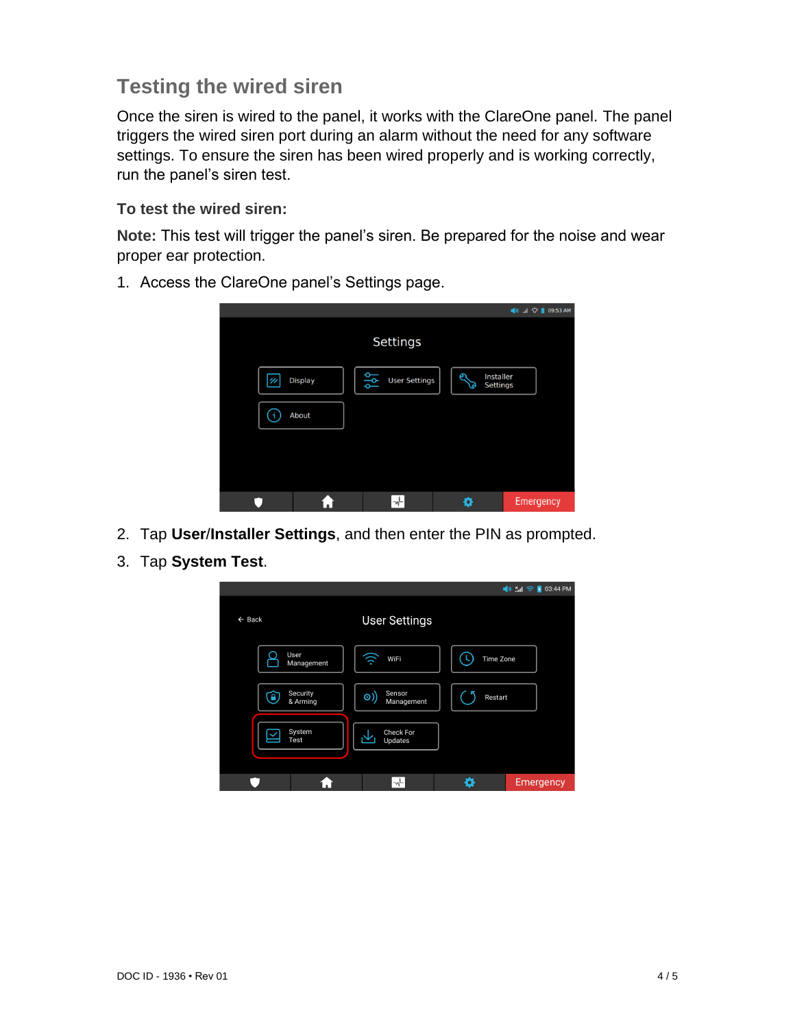## Testing the wired siren

Once the siren is wired to the panel, it works with the ClareOne panel. The panel triggers the wired siren port during an alarm without the need for any software settings. To ensure the siren has been wired properly and is working correctly, run the panel's siren test.

### To test the wired siren:

**Note:** This test will trigger the panel's siren. Be prepared for the noise and wear proper ear protection.

1. Access the ClareOne panel's Settings page.
2. Tap **User/Installer Settings**, and then enter the PIN as prompted.
3. Tap **System Test**.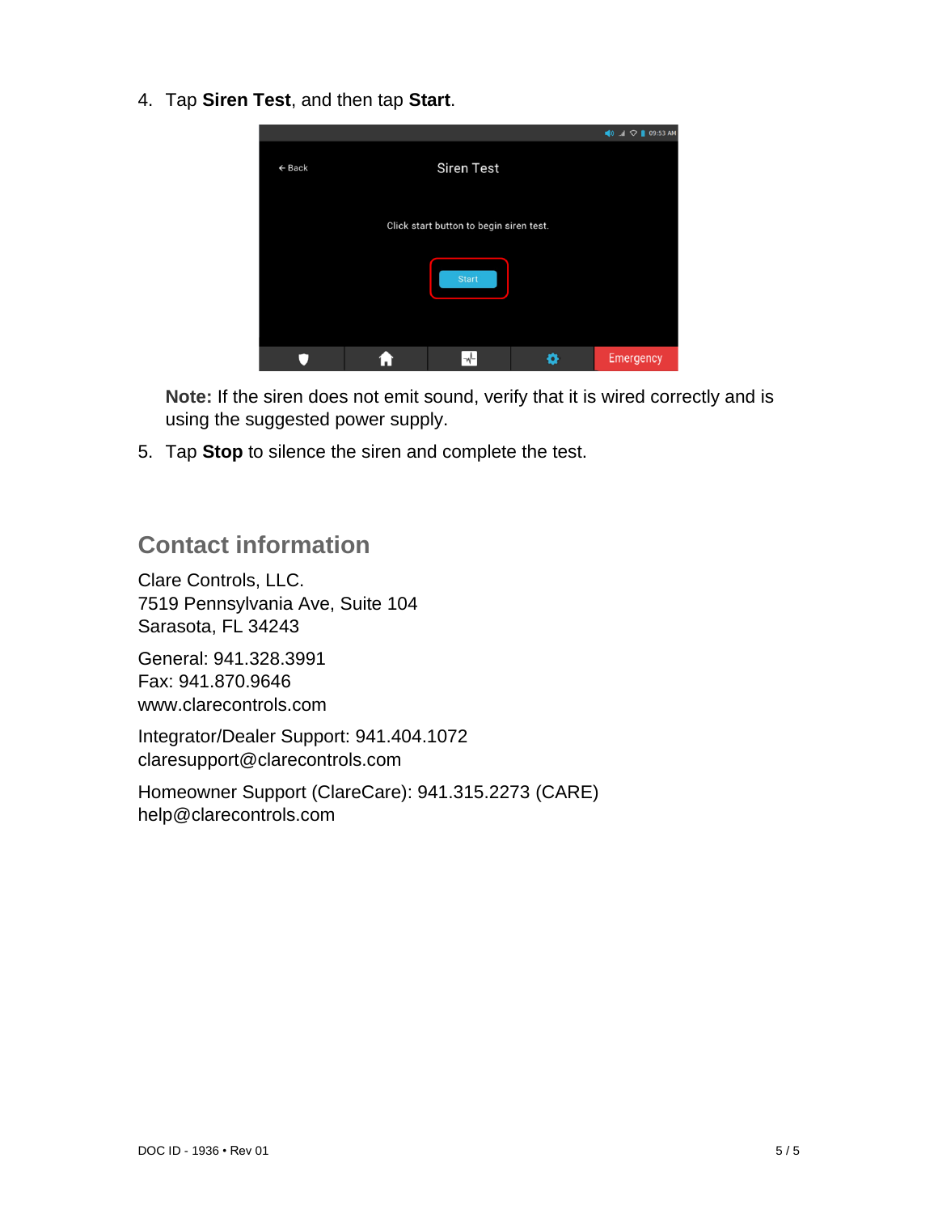4. Tap **Siren Test**, and then tap **Start**.

   **Note:** If the siren does not emit sound, verify that it is wired correctly and is using the suggested power supply.

5. Tap **Stop** to silence the siren and complete the test.

## Contact information

Clare Controls, LLC.
7519 Pennsylvania Ave, Suite 104
Sarasota, FL 34243

General: 941.328.3991
Fax: 941.870.9646
www.clarecontrols.com

Integrator/Dealer Support: 941.404.1072
claresupport@clarecontrols.com

Homeowner Support (ClareCare): 941.315.2273 (CARE)
help@clarecontrols.com